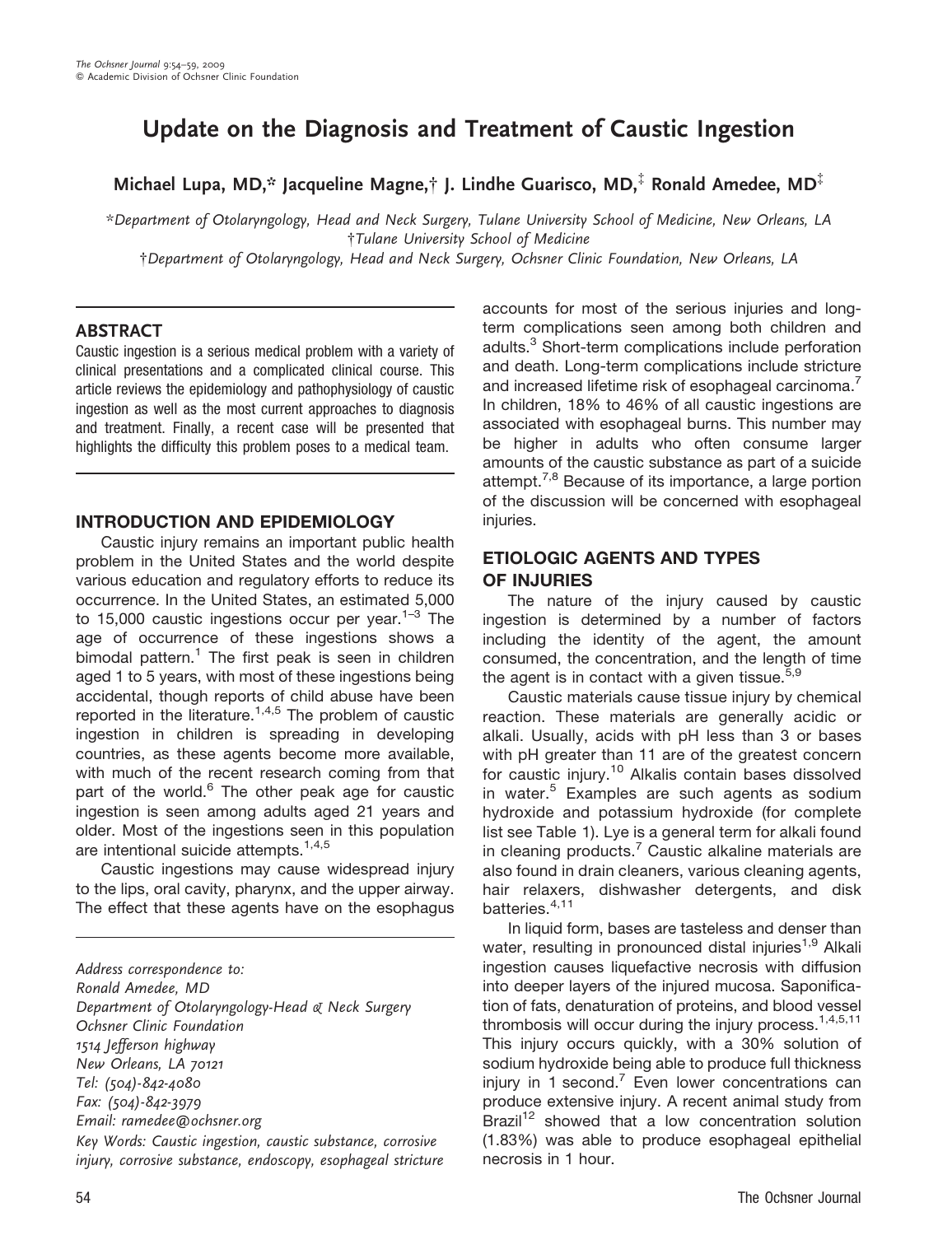# Update on the Diagnosis and Treatment of Caustic Ingestion

**Michael Lupa, MD,* Jacqueline Magne,† J. Lindhe Guarisco, MD,‡ Ronald Amedee, MD‡**

*Department of Otolaryngology, Head and Neck Surgery, Tulane University School of Medicine, New Orleans, LA
†Tulane University School of Medicine
‡Department of Otolaryngology, Head and Neck Surgery, Ochsner Clinic Foundation, New Orleans, LA

## ABSTRACT

Caustic ingestion is a serious medical problem with a variety of clinical presentations and a complicated clinical course. This article reviews the epidemiology and pathophysiology of caustic ingestion as well as the most current approaches to diagnosis and treatment. Finally, a recent case will be presented that highlights the difficulty this problem poses to a medical team.

## INTRODUCTION AND EPIDEMIOLOGY

Caustic injury remains an important public health problem in the United States and the world despite various education and regulatory efforts to reduce its occurrence. In the United States, an estimated 5,000 to 15,000 caustic ingestions occur per year.[1–3] The age of occurrence of these ingestions shows a bimodal pattern.[1] The first peak is seen in children aged 1 to 5 years, with most of these ingestions being accidental, though reports of child abuse have been reported in the literature.[1,4,5] The problem of caustic ingestion in children is spreading in developing countries, as these agents become more available, with much of the recent research coming from that part of the world.[6] The other peak age for caustic ingestion is seen among adults aged 21 years and older. Most of the ingestions seen in this population are intentional suicide attempts.[1,4,5]

Caustic ingestions may cause widespread injury to the lips, oral cavity, pharynx, and the upper airway. The effect that these agents have on the esophagus accounts for most of the serious injuries and long-term complications seen among both children and adults.[3] Short-term complications include perforation and death. Long-term complications include stricture and increased lifetime risk of esophageal carcinoma.[7] In children, 18% to 46% of all caustic ingestions are associated with esophageal burns. This number may be higher in adults who often consume larger amounts of the caustic substance as part of a suicide attempt.[7,8] Because of its importance, a large portion of the discussion will be concerned with esophageal injuries.

*Address correspondence to:*
*Ronald Amedee, MD*
*Department of Otolaryngology-Head & Neck Surgery*
*Ochsner Clinic Foundation*
*1514 Jefferson highway*
*New Orleans, LA 70121*
*Tel: (504)-842-4080*
*Fax: (504)-842-3979*
*Email: ramedee@ochsner.org*
*Key Words: Caustic ingestion, caustic substance, corrosive injury, corrosive substance, endoscopy, esophageal stricture*

## ETIOLOGIC AGENTS AND TYPES OF INJURIES

The nature of the injury caused by caustic ingestion is determined by a number of factors including the identity of the agent, the amount consumed, the concentration, and the length of time the agent is in contact with a given tissue.[5,9]

Caustic materials cause tissue injury by chemical reaction. These materials are generally acidic or alkali. Usually, acids with pH less than 3 or bases with pH greater than 11 are of the greatest concern for caustic injury.[10] Alkalis contain bases dissolved in water.[5] Examples are such agents as sodium hydroxide and potassium hydroxide (for complete list see Table 1). Lye is a general term for alkali found in cleaning products.[7] Caustic alkaline materials are also found in drain cleaners, various cleaning agents, hair relaxers, dishwasher detergents, and disk batteries.[4,11]

In liquid form, bases are tasteless and denser than water, resulting in pronounced distal injuries[1,9] Alkali ingestion causes liquefactive necrosis with diffusion into deeper layers of the injured mucosa. Saponification of fats, denaturation of proteins, and blood vessel thrombosis will occur during the injury process.[1,4,5,11] This injury occurs quickly, with a 30% solution of sodium hydroxide being able to produce full thickness injury in 1 second.[7] Even lower concentrations can produce extensive injury. A recent animal study from Brazil[12] showed that a low concentration solution (1.83%) was able to produce esophageal epithelial necrosis in 1 hour.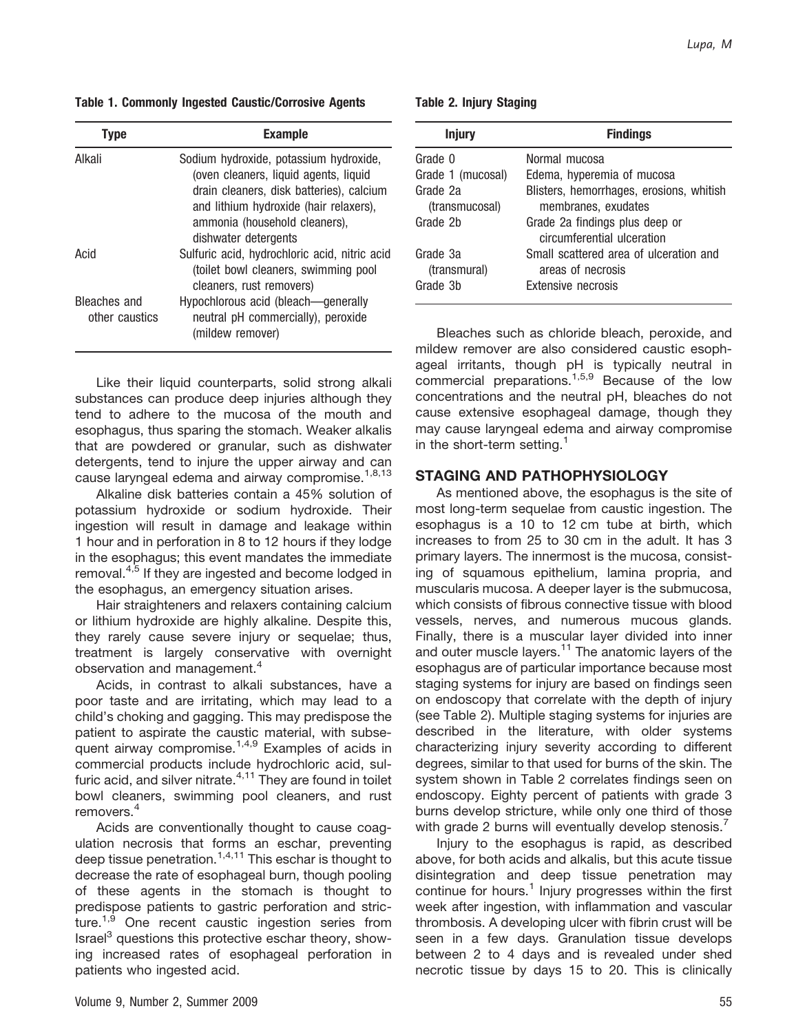**Table 1. Commonly Ingested Caustic/Corrosive Agents**

| Type | Example |
| --- | --- |
| Alkali | Sodium hydroxide, potassium hydroxide, (oven cleaners, liquid agents, liquid drain cleaners, disk batteries), calcium and lithium hydroxide (hair relaxers), ammonia (household cleaners), dishwater detergents |
| Acid | Sulfuric acid, hydrochloric acid, nitric acid (toilet bowl cleaners, swimming pool cleaners, rust removers) |
| Bleaches and other caustics | Hypochlorous acid (bleach—generally neutral pH commercially), peroxide (mildew remover) |

Like their liquid counterparts, solid strong alkali substances can produce deep injuries although they tend to adhere to the mucosa of the mouth and esophagus, thus sparing the stomach. Weaker alkalis that are powdered or granular, such as dishwater detergents, tend to injure the upper airway and can cause laryngeal edema and airway compromise.[1,8,13]

Alkaline disk batteries contain a 45% solution of potassium hydroxide or sodium hydroxide. Their ingestion will result in damage and leakage within 1 hour and in perforation in 8 to 12 hours if they lodge in the esophagus; this event mandates the immediate removal.[4,5] If they are ingested and become lodged in the esophagus, an emergency situation arises.

Hair straighteners and relaxers containing calcium or lithium hydroxide are highly alkaline. Despite this, they rarely cause severe injury or sequelae; thus, treatment is largely conservative with overnight observation and management.[4]

Acids, in contrast to alkali substances, have a poor taste and are irritating, which may lead to a child's choking and gagging. This may predispose the patient to aspirate the caustic material, with subsequent airway compromise.[1,4,9] Examples of acids in commercial products include hydrochloric acid, sulfuric acid, and silver nitrate.[4,11] They are found in toilet bowl cleaners, swimming pool cleaners, and rust removers.[4]

Acids are conventionally thought to cause coagulation necrosis that forms an eschar, preventing deep tissue penetration.[1,4,11] This eschar is thought to decrease the rate of esophageal burn, though pooling of these agents in the stomach is thought to predispose patients to gastric perforation and stricture.[1,9] One recent caustic ingestion series from Israel[3] questions this protective eschar theory, showing increased rates of esophageal perforation in patients who ingested acid.

**Table 2. Injury Staging**

| Injury | Findings |
| --- | --- |
| Grade 0 | Normal mucosa |
| Grade 1 (mucosal) | Edema, hyperemia of mucosa |
| Grade 2a (transmucosal) | Blisters, hemorrhages, erosions, whitish membranes, exudates |
| Grade 2b | Grade 2a findings plus deep or circumferential ulceration |
| Grade 3a (transmural) | Small scattered area of ulceration and areas of necrosis |
| Grade 3b | Extensive necrosis |

Bleaches such as chloride bleach, peroxide, and mildew remover are also considered caustic esophageal irritants, though pH is typically neutral in commercial preparations.[1,5,9] Because of the low concentrations and the neutral pH, bleaches do not cause extensive esophageal damage, though they may cause laryngeal edema and airway compromise in the short-term setting.[1]

## STAGING AND PATHOPHYSIOLOGY

As mentioned above, the esophagus is the site of most long-term sequelae from caustic ingestion. The esophagus is a 10 to 12 cm tube at birth, which increases to from 25 to 30 cm in the adult. It has 3 primary layers. The innermost is the mucosa, consisting of squamous epithelium, lamina propria, and muscularis mucosa. A deeper layer is the submucosa, which consists of fibrous connective tissue with blood vessels, nerves, and numerous mucous glands. Finally, there is a muscular layer divided into inner and outer muscle layers.[11] The anatomic layers of the esophagus are of particular importance because most staging systems for injury are based on findings seen on endoscopy that correlate with the depth of injury (see Table 2). Multiple staging systems for injuries are described in the literature, with older systems characterizing injury severity according to different degrees, similar to that used for burns of the skin. The system shown in Table 2 correlates findings seen on endoscopy. Eighty percent of patients with grade 3 burns develop stricture, while only one third of those with grade 2 burns will eventually develop stenosis.[7]

Injury to the esophagus is rapid, as described above, for both acids and alkalis, but this acute tissue disintegration and deep tissue penetration may continue for hours.[1] Injury progresses within the first week after ingestion, with inflammation and vascular thrombosis. A developing ulcer with fibrin crust will be seen in a few days. Granulation tissue develops between 2 to 4 days and is revealed under shed necrotic tissue by days 15 to 20. This is clinically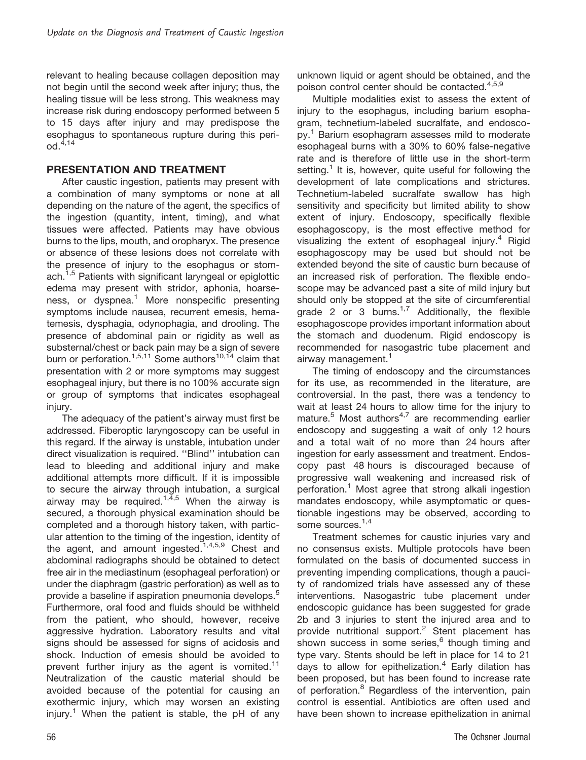relevant to healing because collagen deposition may not begin until the second week after injury; thus, the healing tissue will be less strong. This weakness may increase risk during endoscopy performed between 5 to 15 days after injury and may predispose the esophagus to spontaneous rupture during this period.[4,14]

## PRESENTATION AND TREATMENT

After caustic ingestion, patients may present with a combination of many symptoms or none at all depending on the nature of the agent, the specifics of the ingestion (quantity, intent, timing), and what tissues were affected. Patients may have obvious burns to the lips, mouth, and oropharyx. The presence or absence of these lesions does not correlate with the presence of injury to the esophagus or stomach.[1,5] Patients with significant laryngeal or epiglottic edema may present with stridor, aphonia, hoarseness, or dyspnea.[1] More nonspecific presenting symptoms include nausea, recurrent emesis, hematemesis, dysphagia, odynophagia, and drooling. The presence of abdominal pain or rigidity as well as substernal/chest or back pain may be a sign of severe burn or perforation.[1,5,11] Some authors[10,14] claim that presentation with 2 or more symptoms may suggest esophageal injury, but there is no 100% accurate sign or group of symptoms that indicates esophageal injury.

The adequacy of the patient's airway must first be addressed. Fiberoptic laryngoscopy can be useful in this regard. If the airway is unstable, intubation under direct visualization is required. "Blind" intubation can lead to bleeding and additional injury and make additional attempts more difficult. If it is impossible to secure the airway through intubation, a surgical airway may be required.[1,4,5] When the airway is secured, a thorough physical examination should be completed and a thorough history taken, with particular attention to the timing of the ingestion, identity of the agent, and amount ingested.[1,4,5,9] Chest and abdominal radiographs should be obtained to detect free air in the mediastinum (esophageal perforation) or under the diaphragm (gastric perforation) as well as to provide a baseline if aspiration pneumonia develops.[5] Furthermore, oral food and fluids should be withheld from the patient, who should, however, receive aggressive hydration. Laboratory results and vital signs should be assessed for signs of acidosis and shock. Induction of emesis should be avoided to prevent further injury as the agent is vomited.[11] Neutralization of the caustic material should be avoided because of the potential for causing an exothermic injury, which may worsen an existing injury.[1] When the patient is stable, the pH of any unknown liquid or agent should be obtained, and the poison control center should be contacted.[4,5,9]

Multiple modalities exist to assess the extent of injury to the esophagus, including barium esophagram, technetium-labeled sucralfate, and endoscopy.[1] Barium esophagram assesses mild to moderate esophageal burns with a 30% to 60% false-negative rate and is therefore of little use in the short-term setting.[1] It is, however, quite useful for following the development of late complications and strictures. Technetium-labeled sucralfate swallow has high sensitivity and specificity but limited ability to show extent of injury. Endoscopy, specifically flexible esophagoscopy, is the most effective method for visualizing the extent of esophageal injury.[4] Rigid esophagoscopy may be used but should not be extended beyond the site of caustic burn because of an increased risk of perforation. The flexible endoscope may be advanced past a site of mild injury but should only be stopped at the site of circumferential grade 2 or 3 burns.[1,7] Additionally, the flexible esophagoscope provides important information about the stomach and duodenum. Rigid endoscopy is recommended for nasogastric tube placement and airway management.[1]

The timing of endoscopy and the circumstances for its use, as recommended in the literature, are controversial. In the past, there was a tendency to wait at least 24 hours to allow time for the injury to mature.[5] Most authors[4,7] are recommending earlier endoscopy and suggesting a wait of only 12 hours and a total wait of no more than 24 hours after ingestion for early assessment and treatment. Endoscopy past 48 hours is discouraged because of progressive wall weakening and increased risk of perforation.[1] Most agree that strong alkali ingestion mandates endoscopy, while asymptomatic or questionable ingestions may be observed, according to some sources.[1,4]

Treatment schemes for caustic injuries vary and no consensus exists. Multiple protocols have been formulated on the basis of documented success in preventing impending complications, though a paucity of randomized trials have assessed any of these interventions. Nasogastric tube placement under endoscopic guidance has been suggested for grade 2b and 3 injuries to stent the injured area and to provide nutritional support.[2] Stent placement has shown success in some series,[6] though timing and type vary. Stents should be left in place for 14 to 21 days to allow for epithelization.[4] Early dilation has been proposed, but has been found to increase rate of perforation.[8] Regardless of the intervention, pain control is essential. Antibiotics are often used and have been shown to increase epithelization in animal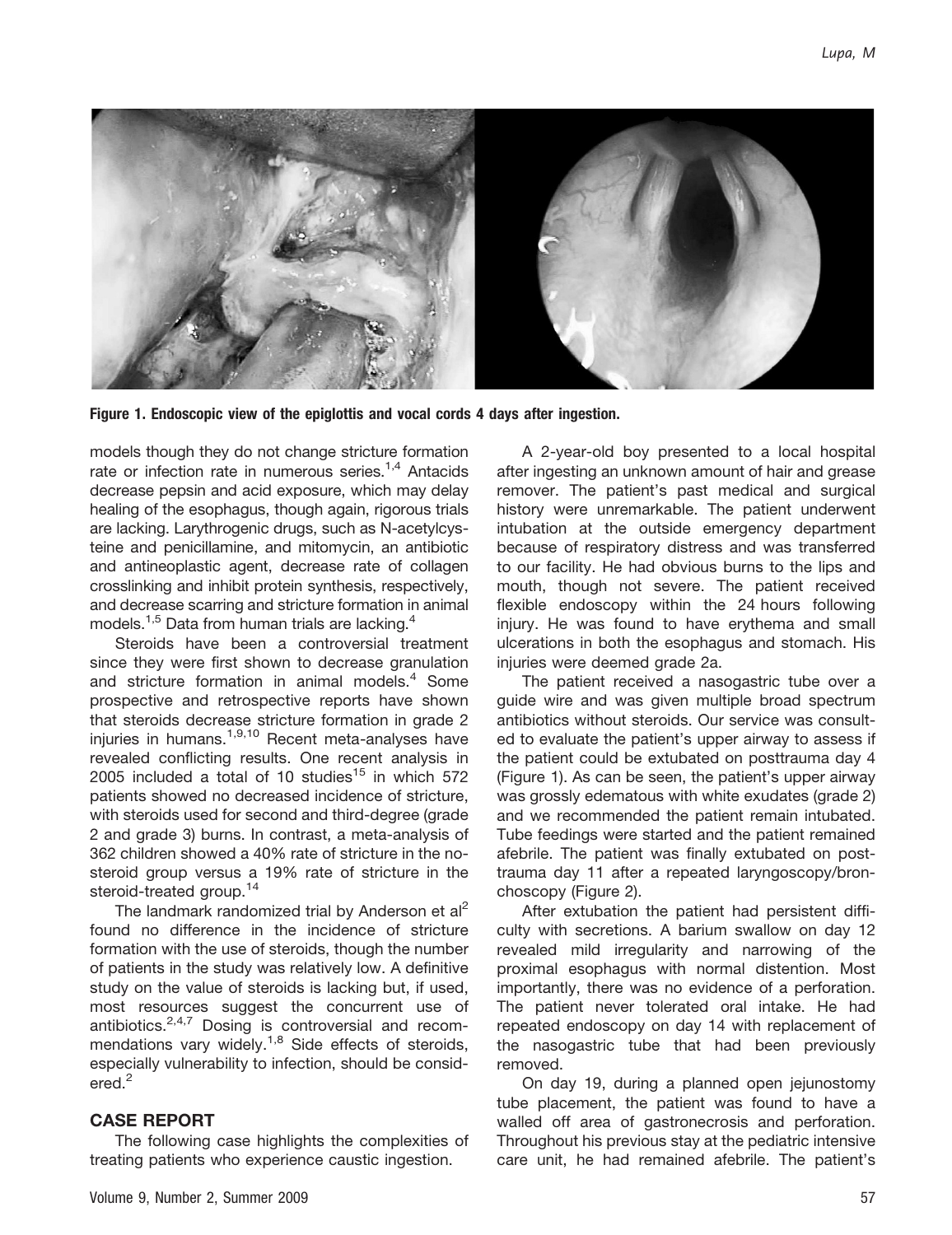Figure 1. Endoscopic view of the epiglottis and vocal cords 4 days after ingestion.

models though they do not change stricture formation rate or infection rate in numerous series.[1,4] Antacids decrease pepsin and acid exposure, which may delay healing of the esophagus, though again, rigorous trials are lacking. Larythrogenic drugs, such as N-acetylcysteine and penicillamine, and mitomycin, an antibiotic and antineoplastic agent, decrease rate of collagen crosslinking and inhibit protein synthesis, respectively, and decrease scarring and stricture formation in animal models.[1,5] Data from human trials are lacking.[4]

Steroids have been a controversial treatment since they were first shown to decrease granulation and stricture formation in animal models.[4] Some prospective and retrospective reports have shown that steroids decrease stricture formation in grade 2 injuries in humans.[1,9,10] Recent meta-analyses have revealed conflicting results. One recent analysis in 2005 included a total of 10 studies[15] in which 572 patients showed no decreased incidence of stricture, with steroids used for second and third-degree (grade 2 and grade 3) burns. In contrast, a meta-analysis of 362 children showed a 40% rate of stricture in the no-steroid group versus a 19% rate of stricture in the steroid-treated group.[14]

The landmark randomized trial by Anderson et al[2] found no difference in the incidence of stricture formation with the use of steroids, though the number of patients in the study was relatively low. A definitive study on the value of steroids is lacking but, if used, most resources suggest the concurrent use of antibiotics.[2,4,7] Dosing is controversial and recommendations vary widely.[1,8] Side effects of steroids, especially vulnerability to infection, should be considered.[2]

## CASE REPORT

The following case highlights the complexities of treating patients who experience caustic ingestion.

A 2-year-old boy presented to a local hospital after ingesting an unknown amount of hair and grease remover. The patient's past medical and surgical history were unremarkable. The patient underwent intubation at the outside emergency department because of respiratory distress and was transferred to our facility. He had obvious burns to the lips and mouth, though not severe. The patient received flexible endoscopy within the 24 hours following injury. He was found to have erythema and small ulcerations in both the esophagus and stomach. His injuries were deemed grade 2a.

The patient received a nasogastric tube over a guide wire and was given multiple broad spectrum antibiotics without steroids. Our service was consulted to evaluate the patient's upper airway to assess if the patient could be extubated on posttrauma day 4 (Figure 1). As can be seen, the patient's upper airway was grossly edematous with white exudates (grade 2) and we recommended the patient remain intubated. Tube feedings were started and the patient remained afebrile. The patient was finally extubated on posttrauma day 11 after a repeated laryngoscopy/bronchoscopy (Figure 2).

After extubation the patient had persistent difficulty with secretions. A barium swallow on day 12 revealed mild irregularity and narrowing of the proximal esophagus with normal distention. Most importantly, there was no evidence of a perforation. The patient never tolerated oral intake. He had repeated endoscopy on day 14 with replacement of the nasogastric tube that had been previously removed.

On day 19, during a planned open jejunostomy tube placement, the patient was found to have a walled off area of gastronecrosis and perforation. Throughout his previous stay at the pediatric intensive care unit, he had remained afebrile. The patient's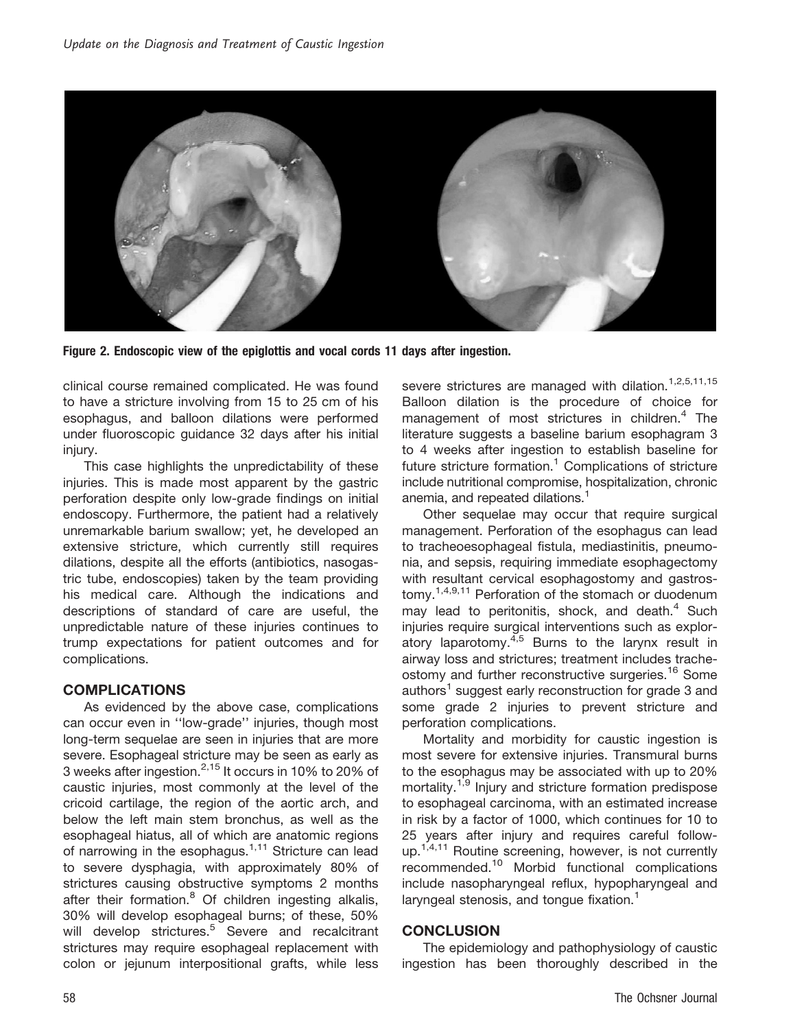Figure 2. Endoscopic view of the epiglottis and vocal cords 11 days after ingestion.

clinical course remained complicated. He was found to have a stricture involving from 15 to 25 cm of his esophagus, and balloon dilations were performed under fluoroscopic guidance 32 days after his initial injury.

This case highlights the unpredictability of these injuries. This is made most apparent by the gastric perforation despite only low-grade findings on initial endoscopy. Furthermore, the patient had a relatively unremarkable barium swallow; yet, he developed an extensive stricture, which currently still requires dilations, despite all the efforts (antibiotics, nasogastric tube, endoscopies) taken by the team providing his medical care. Although the indications and descriptions of standard of care are useful, the unpredictable nature of these injuries continues to trump expectations for patient outcomes and for complications.

## COMPLICATIONS

As evidenced by the above case, complications can occur even in ''low-grade'' injuries, though most long-term sequelae are seen in injuries that are more severe. Esophageal stricture may be seen as early as 3 weeks after ingestion.[2,15] It occurs in 10% to 20% of caustic injuries, most commonly at the level of the cricoid cartilage, the region of the aortic arch, and below the left main stem bronchus, as well as the esophageal hiatus, all of which are anatomic regions of narrowing in the esophagus.[1,11] Stricture can lead to severe dysphagia, with approximately 80% of strictures causing obstructive symptoms 2 months after their formation.[8] Of children ingesting alkalis, 30% will develop esophageal burns; of these, 50% will develop strictures.[5] Severe and recalcitrant strictures may require esophageal replacement with colon or jejunum interpositional grafts, while less severe strictures are managed with dilation.[1,2,5,11,15] Balloon dilation is the procedure of choice for management of most strictures in children.[4] The literature suggests a baseline barium esophagram 3 to 4 weeks after ingestion to establish baseline for future stricture formation.[1] Complications of stricture include nutritional compromise, hospitalization, chronic anemia, and repeated dilations.[1]

Other sequelae may occur that require surgical management. Perforation of the esophagus can lead to tracheoesophageal fistula, mediastinitis, pneumonia, and sepsis, requiring immediate esophagectomy with resultant cervical esophagostomy and gastrostomy.[1,4,9,11] Perforation of the stomach or duodenum may lead to peritonitis, shock, and death.[4] Such injuries require surgical interventions such as exploratory laparotomy.[4,5] Burns to the larynx result in airway loss and strictures; treatment includes tracheostomy and further reconstructive surgeries.[16] Some authors[1] suggest early reconstruction for grade 3 and some grade 2 injuries to prevent stricture and perforation complications.

Mortality and morbidity for caustic ingestion is most severe for extensive injuries. Transmural burns to the esophagus may be associated with up to 20% mortality.[1,9] Injury and stricture formation predispose to esophageal carcinoma, with an estimated increase in risk by a factor of 1000, which continues for 10 to 25 years after injury and requires careful follow-up.[1,4,11] Routine screening, however, is not currently recommended.[10] Morbid functional complications include nasopharyngeal reflux, hypopharyngeal and laryngeal stenosis, and tongue fixation.[1]

## CONCLUSION

The epidemiology and pathophysiology of caustic ingestion has been thoroughly described in the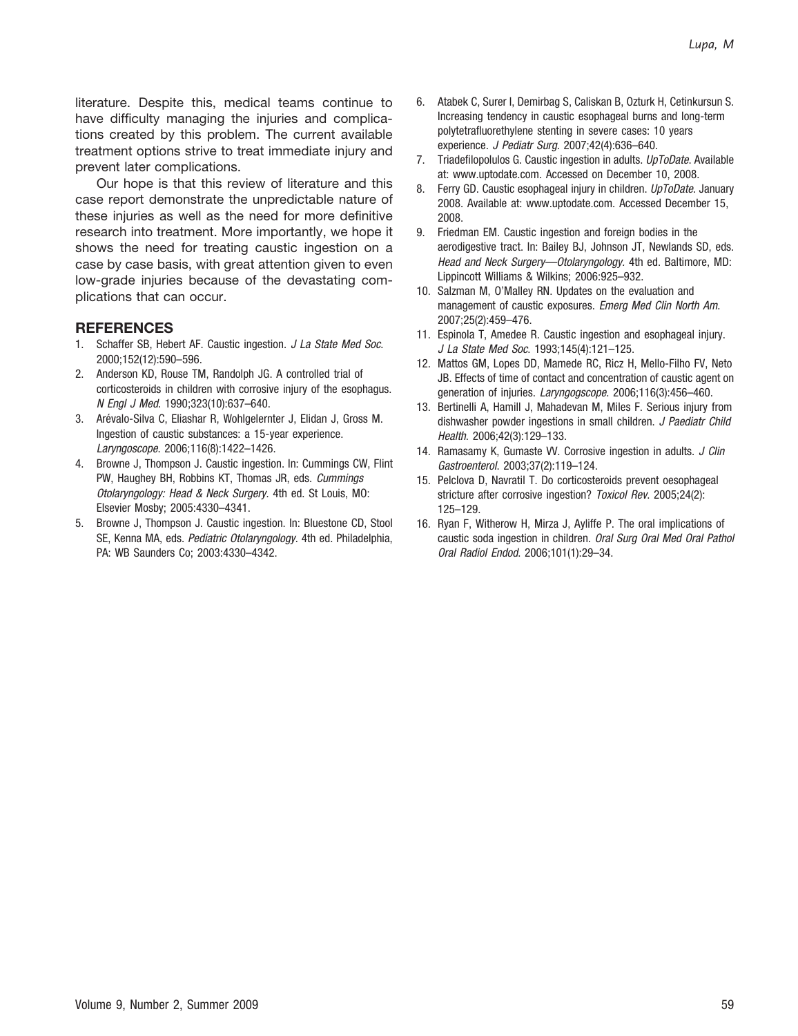literature. Despite this, medical teams continue to have difficulty managing the injuries and complications created by this problem. The current available treatment options strive to treat immediate injury and prevent later complications.

Our hope is that this review of literature and this case report demonstrate the unpredictable nature of these injuries as well as the need for more definitive research into treatment. More importantly, we hope it shows the need for treating caustic ingestion on a case by case basis, with great attention given to even low-grade injuries because of the devastating complications that can occur.

## REFERENCES

1. Schaffer SB, Hebert AF. Caustic ingestion. *J La State Med Soc.* 2000;152(12):590–596.
2. Anderson KD, Rouse TM, Randolph JG. A controlled trial of corticosteroids in children with corrosive injury of the esophagus. *N Engl J Med.* 1990;323(10):637–640.
3. Arévalo-Silva C, Eliashar R, Wohlgelernter J, Elidan J, Gross M. Ingestion of caustic substances: a 15-year experience. *Laryngoscope.* 2006;116(8):1422–1426.
4. Browne J, Thompson J. Caustic ingestion. In: Cummings CW, Flint PW, Haughey BH, Robbins KT, Thomas JR, eds. *Cummings Otolaryngology: Head & Neck Surgery.* 4th ed. St Louis, MO: Elsevier Mosby; 2005:4330–4341.
5. Browne J, Thompson J. Caustic ingestion. In: Bluestone CD, Stool SE, Kenna MA, eds. *Pediatric Otolaryngology*. 4th ed. Philadelphia, PA: WB Saunders Co; 2003:4330–4342.
6. Atabek C, Surer I, Demirbag S, Caliskan B, Ozturk H, Cetinkursun S. Increasing tendency in caustic esophageal burns and long-term polytetrafluorethylene stenting in severe cases: 10 years experience. *J Pediatr Surg.* 2007;42(4):636–640.
7. Triadefilopolulos G. Caustic ingestion in adults. *UpToDate.* Available at: www.uptodate.com. Accessed on December 10, 2008.
8. Ferry GD. Caustic esophageal injury in children. *UpToDate.* January 2008. Available at: www.uptodate.com. Accessed December 15, 2008.
9. Friedman EM. Caustic ingestion and foreign bodies in the aerodigestive tract. In: Bailey BJ, Johnson JT, Newlands SD, eds. *Head and Neck Surgery—Otolaryngology.* 4th ed. Baltimore, MD: Lippincott Williams & Wilkins; 2006:925–932.
10. Salzman M, O'Malley RN. Updates on the evaluation and management of caustic exposures. *Emerg Med Clin North Am.* 2007;25(2):459–476.
11. Espinola T, Amedee R. Caustic ingestion and esophageal injury. *J La State Med Soc.* 1993;145(4):121–125.
12. Mattos GM, Lopes DD, Mamede RC, Ricz H, Mello-Filho FV, Neto JB. Effects of time of contact and concentration of caustic agent on generation of injuries. *Laryngogscope.* 2006;116(3):456–460.
13. Bertinelli A, Hamill J, Mahadevan M, Miles F. Serious injury from dishwasher powder ingestions in small children. *J Paediatr Child Health.* 2006;42(3):129–133.
14. Ramasamy K, Gumaste VV. Corrosive ingestion in adults. *J Clin Gastroenterol.* 2003;37(2):119–124.
15. Pelclova D, Navratil T. Do corticosteroids prevent oesophageal stricture after corrosive ingestion? *Toxicol Rev.* 2005;24(2): 125–129.
16. Ryan F, Witherow H, Mirza J, Ayliffe P. The oral implications of caustic soda ingestion in children. *Oral Surg Oral Med Oral Pathol Oral Radiol Endod.* 2006;101(1):29–34.